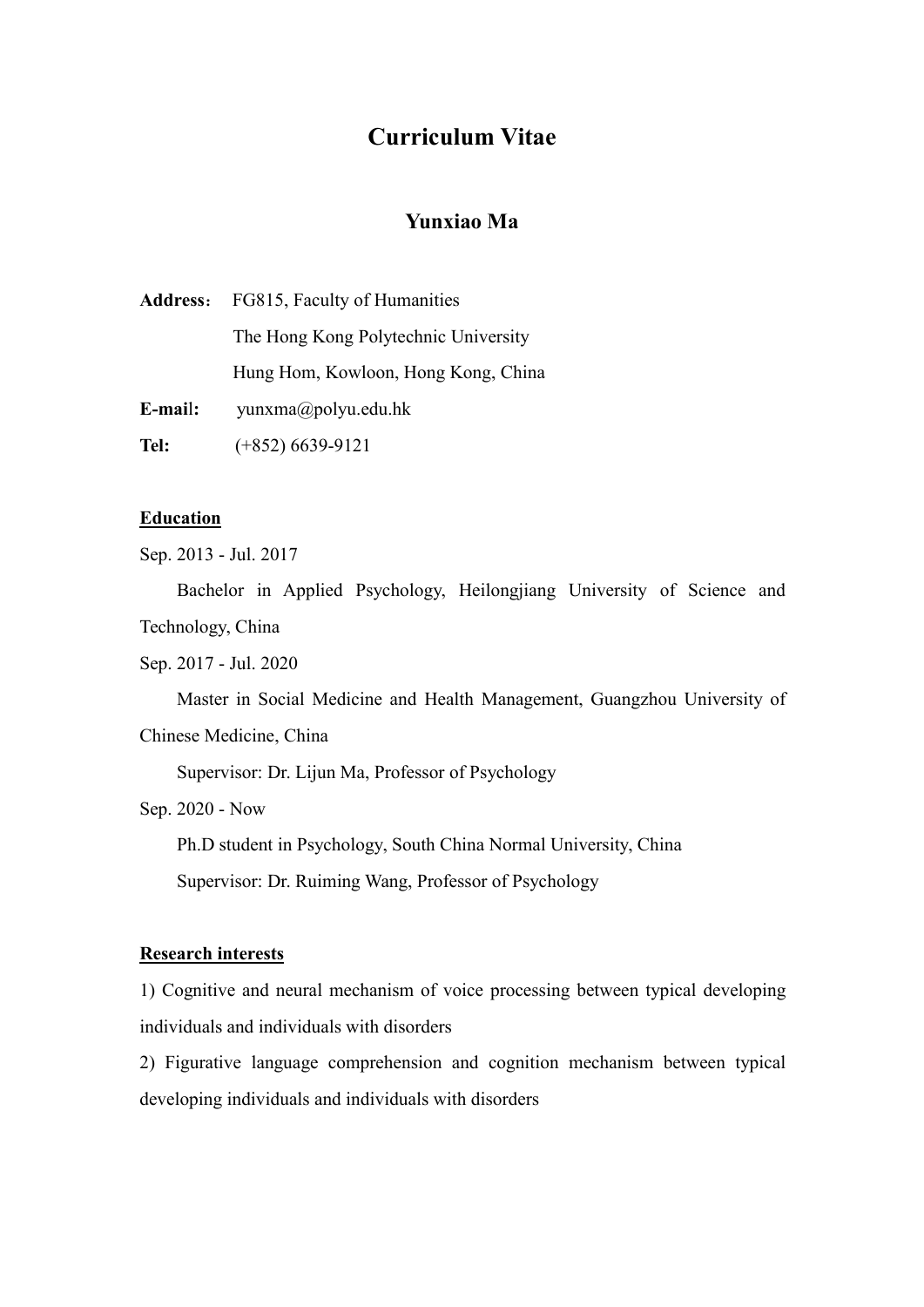# Curriculum Vitae

## Yunxiao Ma

**Address**： FG815, Faculty of Humanities

The Hong Kong Polytechnic University

Hung Hom, Kowloon, Hong Kong, China

**E-mail:** yunxma@polyu.edu.hk

**Tel:** (+852) 6639-9121

**Education**

Sep. 2013 - Jul. 2017

Bachelor in Applied Psychology, Heilongjiang University of Science and Technology, China

Sep. 2017 - Jul. 2020

Master in Social Medicine and Health Management, Guangzhou University of Chinese Medicine, China

Supervisor: Dr. Lijun Ma, Professor of Psychology

Sep. 2020 - Now

Ph.D student in Psychology, South China Normal University, China

Supervisor: Dr. Ruiming Wang, Professor of Psychology

**Research interests**

1) Cognitive and neural mechanism of voice processing between typical developing individuals and individuals with disorders

2) Figurative language comprehension and cognition mechanism between typical developing individuals and individuals with disorders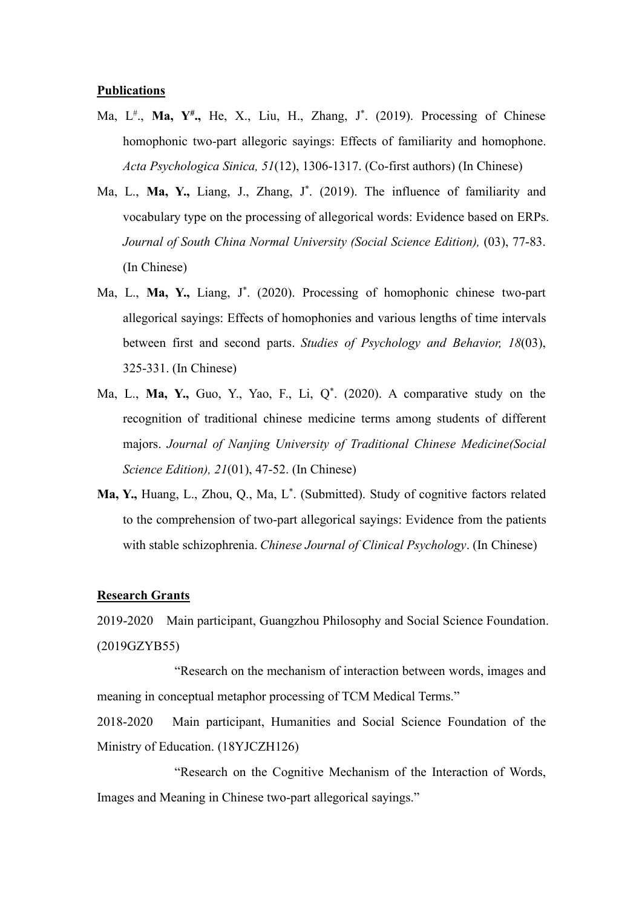## Publications

Ma, L[#]., **Ma, Y[#].,** He, X., Liu, H., Zhang, J[*]. (2019). Processing of Chinese homophonic two-part allegoric sayings: Effects of familiarity and homophone. *Acta Psychologica Sinica, 51*(12), 1306-1317. (Co-first authors) (In Chinese)

Ma, L., **Ma, Y.,** Liang, J., Zhang, J[*]. (2019). The influence of familiarity and vocabulary type on the processing of allegorical words: Evidence based on ERPs. *Journal of South China Normal University (Social Science Edition),* (03), 77-83. (In Chinese)

Ma, L., **Ma, Y.,** Liang, J[*]. (2020). Processing of homophonic chinese two-part allegorical sayings: Effects of homophonies and various lengths of time intervals between first and second parts. *Studies of Psychology and Behavior, 18*(03), 325-331. (In Chinese)

Ma, L., **Ma, Y.,** Guo, Y., Yao, F., Li, Q[*]. (2020). A comparative study on the recognition of traditional chinese medicine terms among students of different majors. *Journal of Nanjing University of Traditional Chinese Medicine(Social Science Edition), 21*(01), 47-52. (In Chinese)

**Ma, Y.,** Huang, L., Zhou, Q., Ma, L[*]. (Submitted). Study of cognitive factors related to the comprehension of two-part allegorical sayings: Evidence from the patients with stable schizophrenia. *Chinese Journal of Clinical Psychology*. (In Chinese)

## Research Grants

2019-2020 Main participant, Guangzhou Philosophy and Social Science Foundation. (2019GZYB55)

"Research on the mechanism of interaction between words, images and meaning in conceptual metaphor processing of TCM Medical Terms."

2018-2020 Main participant, Humanities and Social Science Foundation of the Ministry of Education. (18YJCZH126)

"Research on the Cognitive Mechanism of the Interaction of Words, Images and Meaning in Chinese two-part allegorical sayings."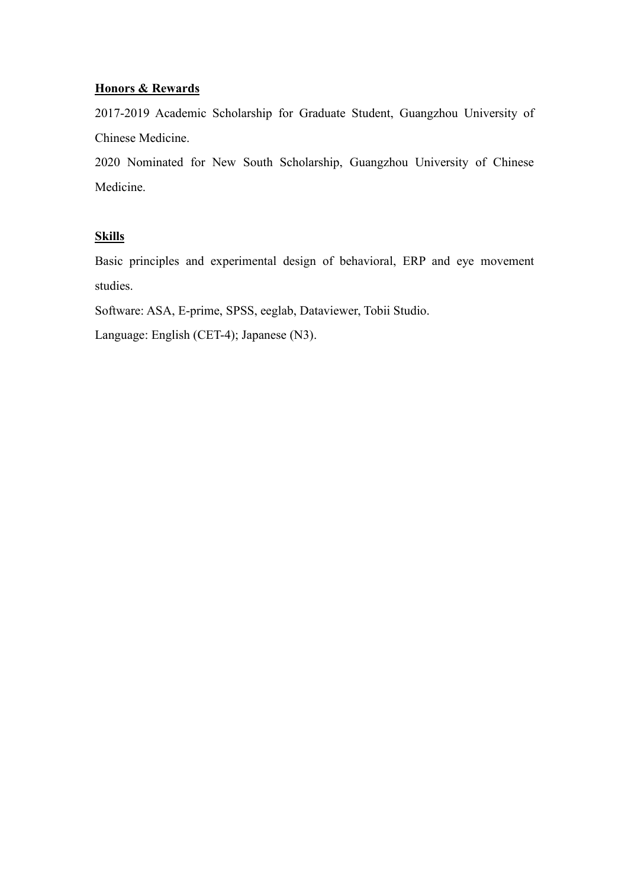**Honors & Rewards**

2017-2019 Academic Scholarship for Graduate Student, Guangzhou University of Chinese Medicine.

2020 Nominated for New South Scholarship, Guangzhou University of Chinese Medicine.

**Skills**

Basic principles and experimental design of behavioral, ERP and eye movement studies.

Software: ASA, E-prime, SPSS, eeglab, Dataviewer, Tobii Studio.

Language: English (CET-4); Japanese (N3).